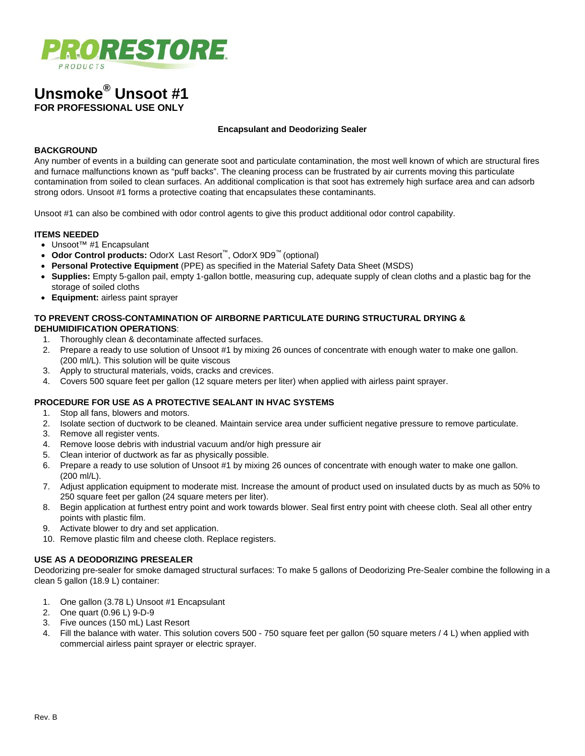PRORESTORE PRODUCTS

# Unsmoke® Unsoot #1

**FOR PROFESSIONAL USE ONLY**

**Encapsulant and Deodorizing Sealer**

## BACKGROUND

Any number of events in a building can generate soot and particulate contamination, the most well known of which are structural fires and furnace malfunctions known as "puff backs". The cleaning process can be frustrated by air currents moving this particulate contamination from soiled to clean surfaces. An additional complication is that soot has extremely high surface area and can adsorb strong odors. Unsoot #1 forms a protective coating that encapsulates these contaminants.

Unsoot #1 can also be combined with odor control agents to give this product additional odor control capability.

## ITEMS NEEDED

- Unsoot™ #1 Encapsulant
- **Odor Control products:** OdorX Last Resort™, OdorX 9D9™ (optional)
- **Personal Protective Equipment** (PPE) as specified in the Material Safety Data Sheet (MSDS)
- **Supplies:** Empty 5-gallon pail, empty 1-gallon bottle, measuring cup, adequate supply of clean cloths and a plastic bag for the storage of soiled cloths
- **Equipment:** airless paint sprayer

## TO PREVENT CROSS-CONTAMINATION OF AIRBORNE PARTICULATE DURING STRUCTURAL DRYING & DEHUMIDIFICATION OPERATIONS:

1. Thoroughly clean & decontaminate affected surfaces.
2. Prepare a ready to use solution of Unsoot #1 by mixing 26 ounces of concentrate with enough water to make one gallon. (200 ml/L). This solution will be quite viscous
3. Apply to structural materials, voids, cracks and crevices.
4. Covers 500 square feet per gallon (12 square meters per liter) when applied with airless paint sprayer.

## PROCEDURE FOR USE AS A PROTECTIVE SEALANT IN HVAC SYSTEMS

1. Stop all fans, blowers and motors.
2. Isolate section of ductwork to be cleaned. Maintain service area under sufficient negative pressure to remove particulate.
3. Remove all register vents.
4. Remove loose debris with industrial vacuum and/or high pressure air
5. Clean interior of ductwork as far as physically possible.
6. Prepare a ready to use solution of Unsoot #1 by mixing 26 ounces of concentrate with enough water to make one gallon. (200 ml/L).
7. Adjust application equipment to moderate mist. Increase the amount of product used on insulated ducts by as much as 50% to 250 square feet per gallon (24 square meters per liter).
8. Begin application at furthest entry point and work towards blower. Seal first entry point with cheese cloth. Seal all other entry points with plastic film.
9. Activate blower to dry and set application.
10. Remove plastic film and cheese cloth. Replace registers.

## USE AS A DEODORIZING PRESEALER

Deodorizing pre-sealer for smoke damaged structural surfaces: To make 5 gallons of Deodorizing Pre-Sealer combine the following in a clean 5 gallon (18.9 L) container:

1. One gallon (3.78 L) Unsoot #1 Encapsulant
2. One quart (0.96 L) 9-D-9
3. Five ounces (150 mL) Last Resort
4. Fill the balance with water. This solution covers 500 - 750 square feet per gallon (50 square meters / 4 L) when applied with commercial airless paint sprayer or electric sprayer.

Rev. B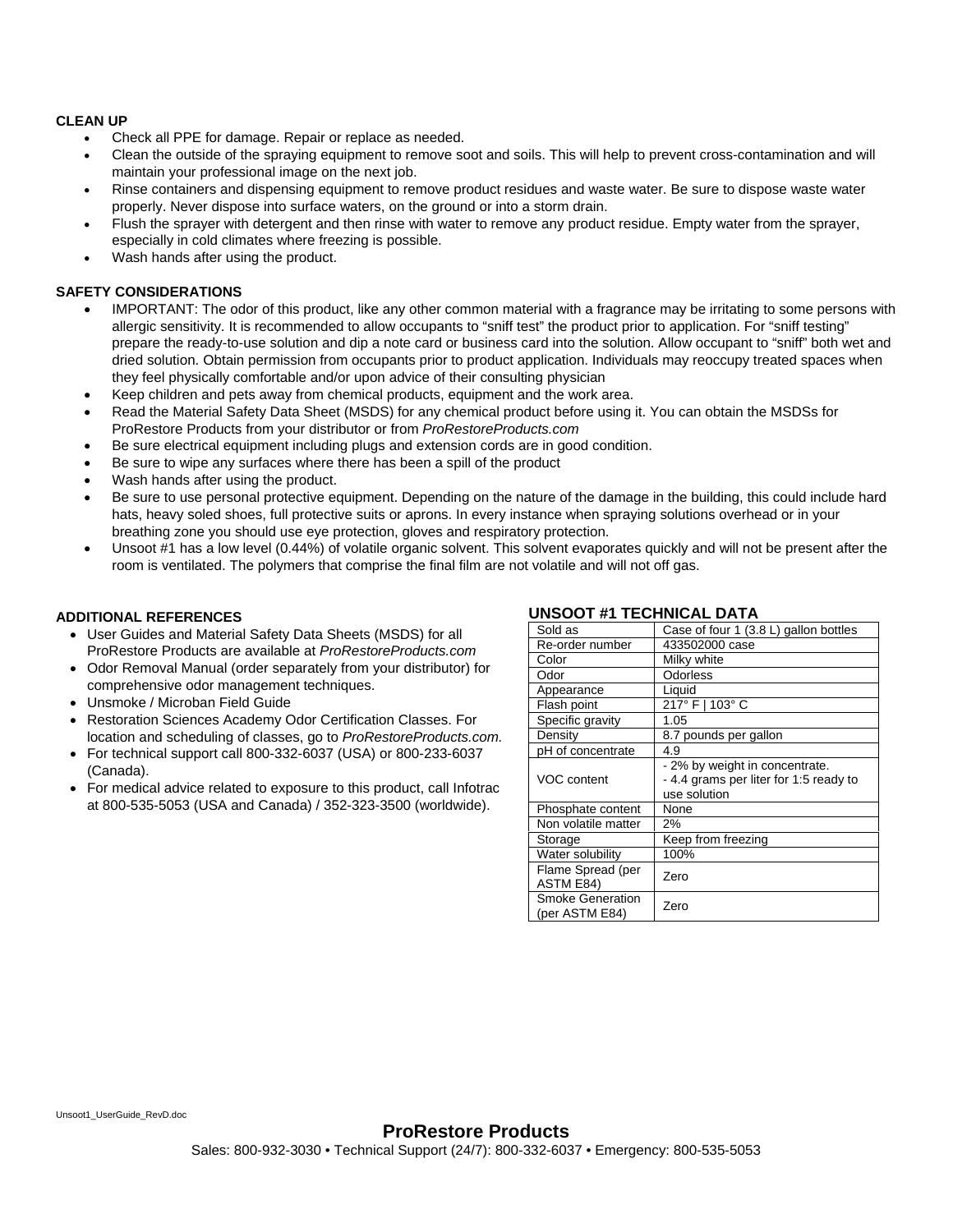**CLEAN UP**

- Check all PPE for damage. Repair or replace as needed.
- Clean the outside of the spraying equipment to remove soot and soils. This will help to prevent cross-contamination and will maintain your professional image on the next job.
- Rinse containers and dispensing equipment to remove product residues and waste water. Be sure to dispose waste water properly. Never dispose into surface waters, on the ground or into a storm drain.
- Flush the sprayer with detergent and then rinse with water to remove any product residue. Empty water from the sprayer, especially in cold climates where freezing is possible.
- Wash hands after using the product.

**SAFETY CONSIDERATIONS**

- IMPORTANT: The odor of this product, like any other common material with a fragrance may be irritating to some persons with allergic sensitivity. It is recommended to allow occupants to "sniff test" the product prior to application. For "sniff testing" prepare the ready-to-use solution and dip a note card or business card into the solution. Allow occupant to "sniff" both wet and dried solution. Obtain permission from occupants prior to product application. Individuals may reoccupy treated spaces when they feel physically comfortable and/or upon advice of their consulting physician
- Keep children and pets away from chemical products, equipment and the work area.
- Read the Material Safety Data Sheet (MSDS) for any chemical product before using it. You can obtain the MSDSs for ProRestore Products from your distributor or from *ProRestoreProducts.com*
- Be sure electrical equipment including plugs and extension cords are in good condition.
- Be sure to wipe any surfaces where there has been a spill of the product
- Wash hands after using the product.
- Be sure to use personal protective equipment. Depending on the nature of the damage in the building, this could include hard hats, heavy soled shoes, full protective suits or aprons. In every instance when spraying solutions overhead or in your breathing zone you should use eye protection, gloves and respiratory protection.
- Unsoot #1 has a low level (0.44%) of volatile organic solvent. This solvent evaporates quickly and will not be present after the room is ventilated. The polymers that comprise the final film are not volatile and will not off gas.

**ADDITIONAL REFERENCES**

- User Guides and Material Safety Data Sheets (MSDS) for all ProRestore Products are available at *ProRestoreProducts.com*
- Odor Removal Manual (order separately from your distributor) for comprehensive odor management techniques.
- Unsmoke / Microban Field Guide
- Restoration Sciences Academy Odor Certification Classes. For location and scheduling of classes, go to *ProRestoreProducts.com.*
- For technical support call 800-332-6037 (USA) or 800-233-6037 (Canada).
- For medical advice related to exposure to this product, call Infotrac at 800-535-5053 (USA and Canada) / 352-323-3500 (worldwide).

**UNSOOT #1 TECHNICAL DATA**

| | |
|---|---|
| Sold as | Case of four 1 (3.8 L) gallon bottles |
| Re-order number | 433502000 case |
| Color | Milky white |
| Odor | Odorless |
| Appearance | Liquid |
| Flash point | 217° F \| 103° C |
| Specific gravity | 1.05 |
| Density | 8.7 pounds per gallon |
| pH of concentrate | 4.9 |
| VOC content | - 2% by weight in concentrate.<br>- 4.4 grams per liter for 1:5 ready to use solution |
| Phosphate content | None |
| Non volatile matter | 2% |
| Storage | Keep from freezing |
| Water solubility | 100% |
| Flame Spread (per ASTM E84) | Zero |
| Smoke Generation (per ASTM E84) | Zero |

Unsoot1_UserGuide_RevD.doc

**ProRestore Products**

Sales: 800-932-3030 • Technical Support (24/7): 800-332-6037 • Emergency: 800-535-5053